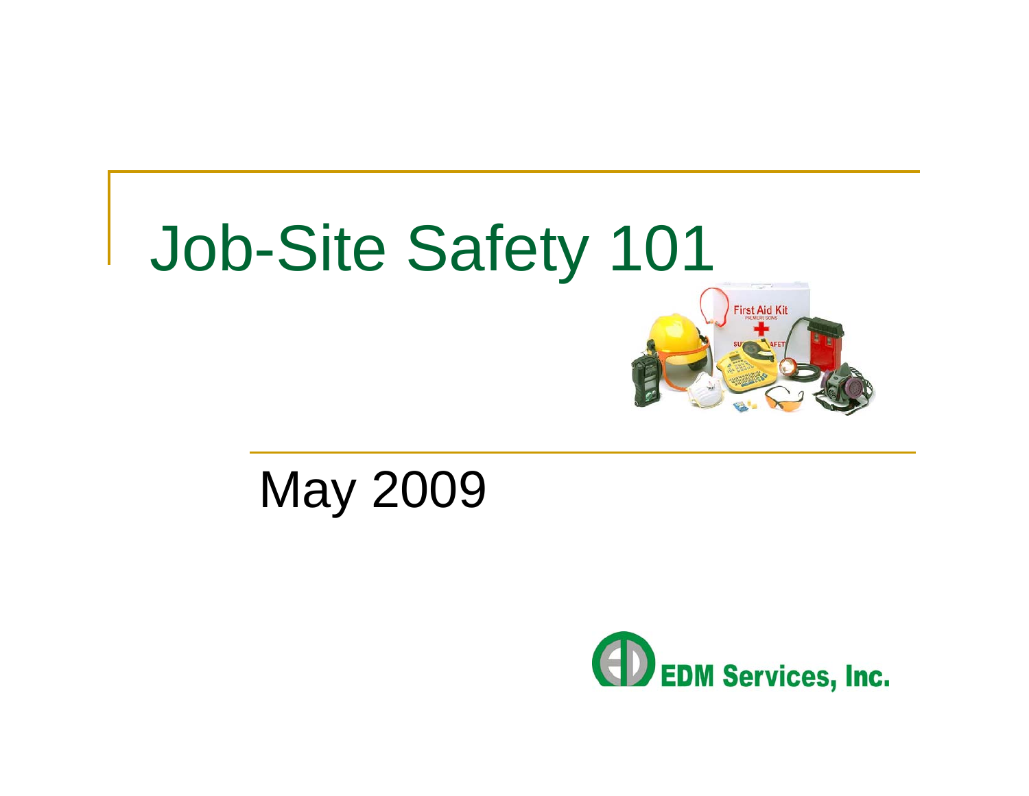# Job-Site Safety 101

May 2009

EDM Services, Inc.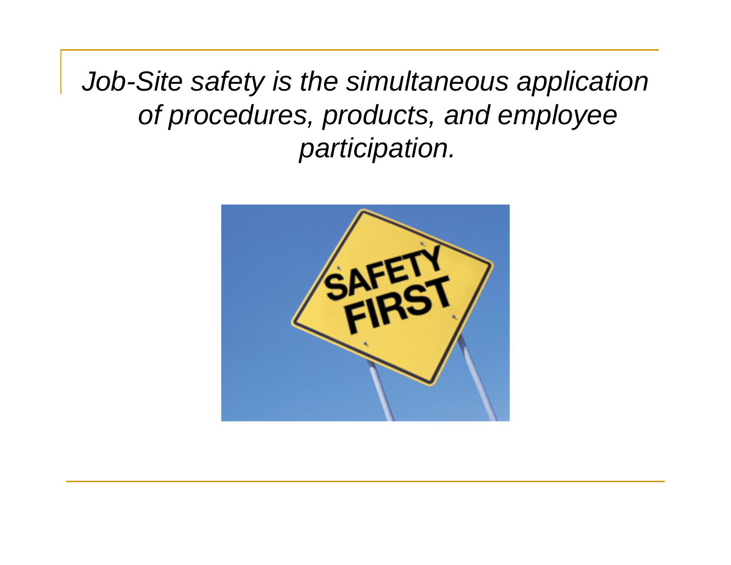*Job-Site safety is the simultaneous application of procedures, products, and employee participation.*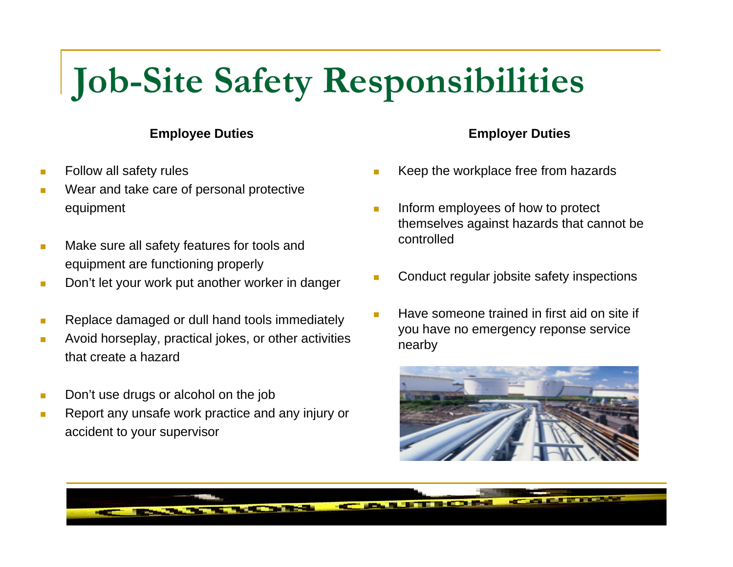# Job-Site Safety Responsibilities

**Employee Duties**

- Follow all safety rules
- Wear and take care of personal protective equipment
- Make sure all safety features for tools and equipment are functioning properly
- Don't let your work put another worker in danger
- Replace damaged or dull hand tools immediately
- Avoid horseplay, practical jokes, or other activities that create a hazard
- Don't use drugs or alcohol on the job
- Report any unsafe work practice and any injury or accident to your supervisor

**Employer Duties**

- Keep the workplace free from hazards
- Inform employees of how to protect themselves against hazards that cannot be controlled
- Conduct regular jobsite safety inspections
- Have someone trained in first aid on site if you have no emergency reponse service nearby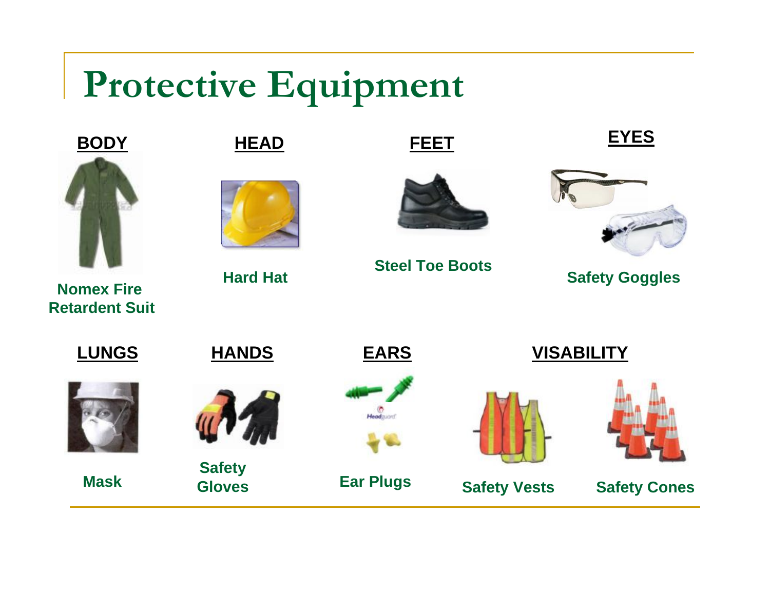# Protective Equipment

**BODY**

Nomex Fire Retardent Suit

**HEAD**

Hard Hat

**FEET**

Steel Toe Boots

**EYES**

Safety Goggles

**LUNGS**

Mask

**HANDS**

Safety Gloves

**EARS**

Ear Plugs

**VISABILITY**

Safety Vests

Safety Cones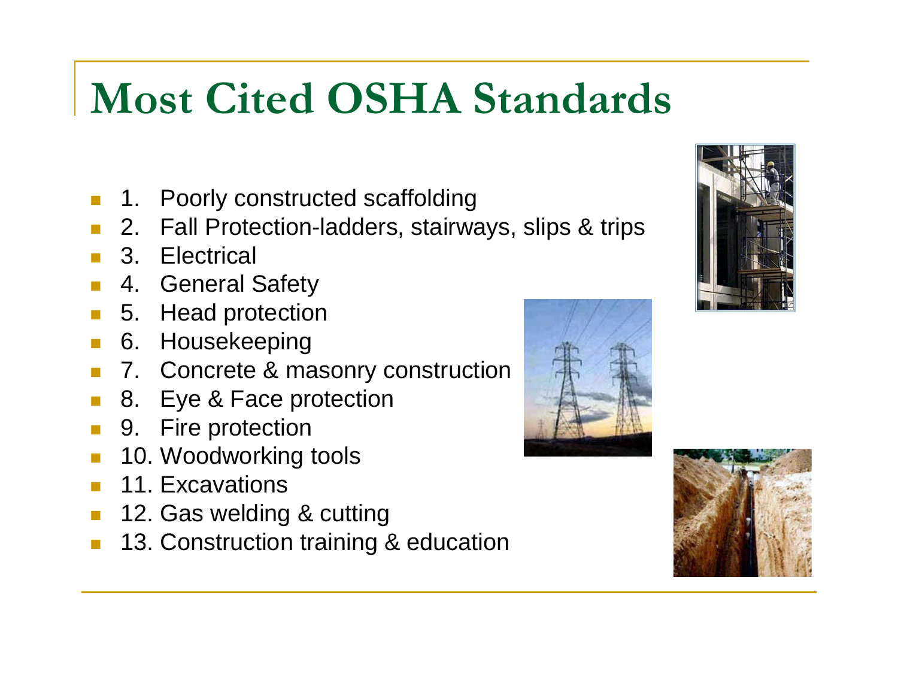# Most Cited OSHA Standards

- 1. Poorly constructed scaffolding
- 2. Fall Protection-ladders, stairways, slips & trips
- 3. Electrical
- 4. General Safety
- 5. Head protection
- 6. Housekeeping
- 7. Concrete & masonry construction
- 8. Eye & Face protection
- 9. Fire protection
- 10. Woodworking tools
- 11. Excavations
- 12. Gas welding & cutting
- 13. Construction training & education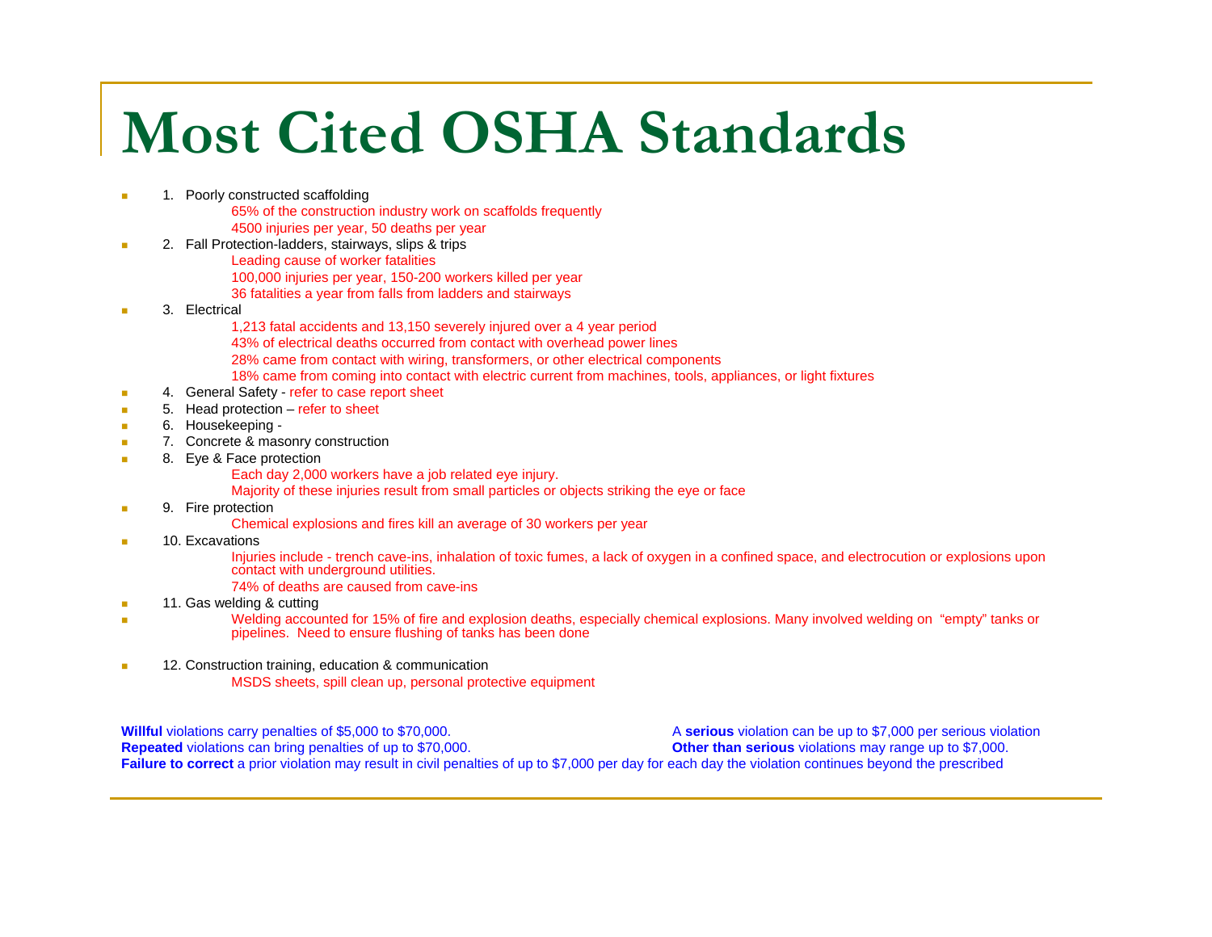# Most Cited OSHA Standards

- 1. Poorly constructed scaffolding
  - 65% of the construction industry work on scaffolds frequently
  - 4500 injuries per year, 50 deaths per year
- 2. Fall Protection-ladders, stairways, slips & trips
  - Leading cause of worker fatalities
  - 100,000 injuries per year, 150-200 workers killed per year
  - 36 fatalities a year from falls from ladders and stairways
- 3. Electrical
  - 1,213 fatal accidents and 13,150 severely injured over a 4 year period
  - 43% of electrical deaths occurred from contact with overhead power lines
  - 28% came from contact with wiring, transformers, or other electrical components
  - 18% came from coming into contact with electric current from machines, tools, appliances, or light fixtures
- 4. General Safety - refer to case report sheet
- 5. Head protection – refer to sheet
- 6. Housekeeping -
- 7. Concrete & masonry construction
- 8. Eye & Face protection
  - Each day 2,000 workers have a job related eye injury.
  - Majority of these injuries result from small particles or objects striking the eye or face
- 9. Fire protection
  - Chemical explosions and fires kill an average of 30 workers per year
- 10. Excavations
  - Injuries include - trench cave-ins, inhalation of toxic fumes, a lack of oxygen in a confined space, and electrocution or explosions upon contact with underground utilities.
  - 74% of deaths are caused from cave-ins
- 11. Gas welding & cutting
- Welding accounted for 15% of fire and explosion deaths, especially chemical explosions. Many involved welding on "empty" tanks or pipelines. Need to ensure flushing of tanks has been done
- 12. Construction training, education & communication
  - MSDS sheets, spill clean up, personal protective equipment

**Willful** violations carry penalties of $5,000 to $70,000.
**Repeated** violations can bring penalties of up to $70,000.

A **serious** violation can be up to $7,000 per serious violation
**Other than serious** violations may range up to $7,000.

**Failure to correct** a prior violation may result in civil penalties of up to $7,000 per day for each day the violation continues beyond the prescribed